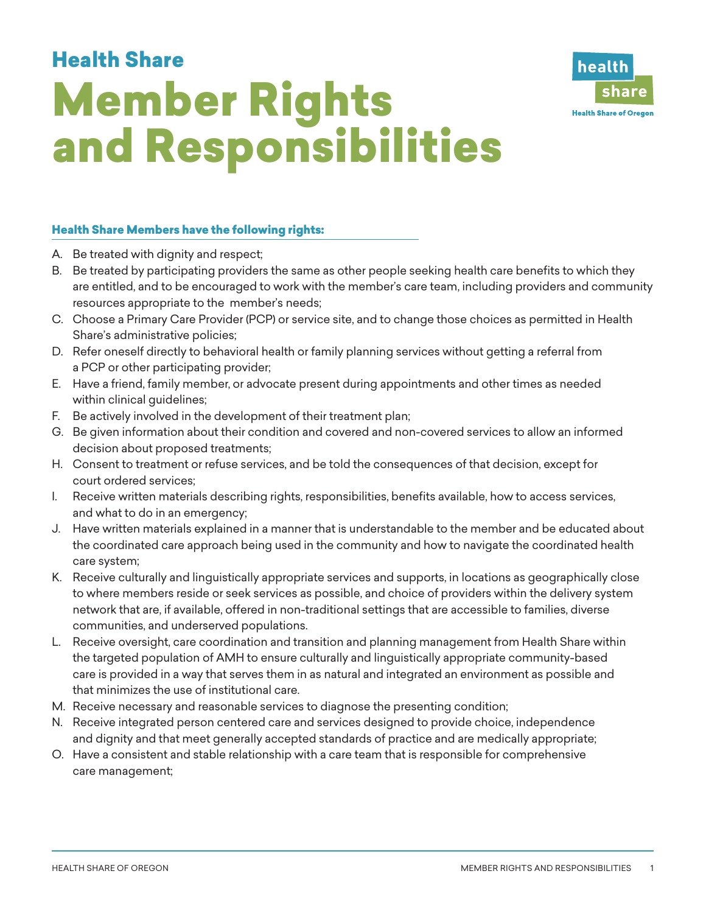## Health Share

# Member Rights and Responsibilities

### Health Share Members have the following rights:

A. Be treated with dignity and respect;

B. Be treated by participating providers the same as other people seeking health care benefits to which they are entitled, and to be encouraged to work with the member's care team, including providers and community resources appropriate to the member's needs;

C. Choose a Primary Care Provider (PCP) or service site, and to change those choices as permitted in Health Share's administrative policies;

D. Refer oneself directly to behavioral health or family planning services without getting a referral from a PCP or other participating provider;

E. Have a friend, family member, or advocate present during appointments and other times as needed within clinical guidelines;

F. Be actively involved in the development of their treatment plan;

G. Be given information about their condition and covered and non-covered services to allow an informed decision about proposed treatments;

H. Consent to treatment or refuse services, and be told the consequences of that decision, except for court ordered services;

I. Receive written materials describing rights, responsibilities, benefits available, how to access services, and what to do in an emergency;

J. Have written materials explained in a manner that is understandable to the member and be educated about the coordinated care approach being used in the community and how to navigate the coordinated health care system;

K. Receive culturally and linguistically appropriate services and supports, in locations as geographically close to where members reside or seek services as possible, and choice of providers within the delivery system network that are, if available, offered in non-traditional settings that are accessible to families, diverse communities, and underserved populations.

L. Receive oversight, care coordination and transition and planning management from Health Share within the targeted population of AMH to ensure culturally and linguistically appropriate community-based care is provided in a way that serves them in as natural and integrated an environment as possible and that minimizes the use of institutional care.

M. Receive necessary and reasonable services to diagnose the presenting condition;

N. Receive integrated person centered care and services designed to provide choice, independence and dignity and that meet generally accepted standards of practice and are medically appropriate;

O. Have a consistent and stable relationship with a care team that is responsible for comprehensive care management;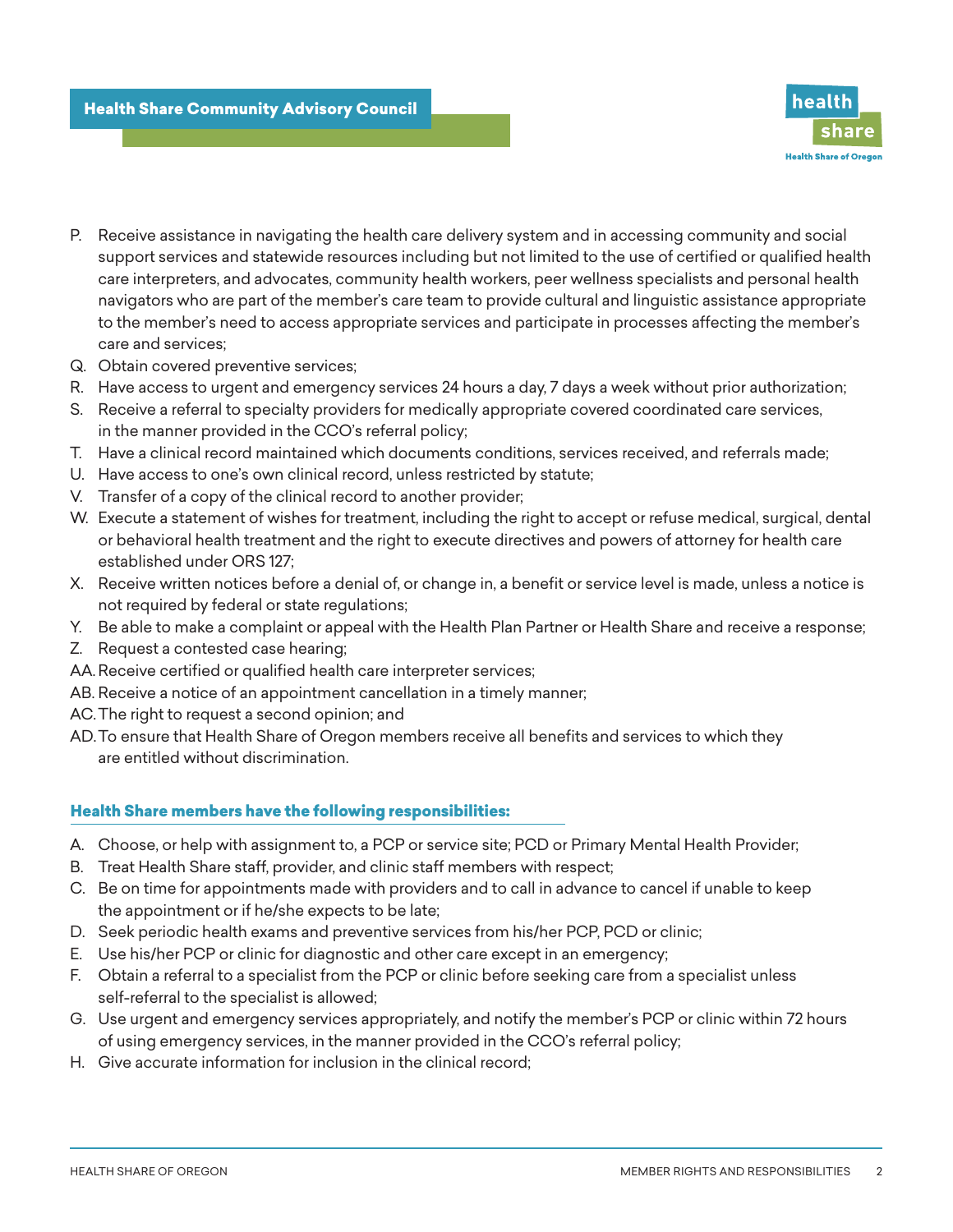P. Receive assistance in navigating the health care delivery system and in accessing community and social support services and statewide resources including but not limited to the use of certified or qualified health care interpreters, and advocates, community health workers, peer wellness specialists and personal health navigators who are part of the member's care team to provide cultural and linguistic assistance appropriate to the member's need to access appropriate services and participate in processes affecting the member's care and services;

Q. Obtain covered preventive services;

R. Have access to urgent and emergency services 24 hours a day, 7 days a week without prior authorization;

S. Receive a referral to specialty providers for medically appropriate covered coordinated care services, in the manner provided in the CCO's referral policy;

T. Have a clinical record maintained which documents conditions, services received, and referrals made;

U. Have access to one's own clinical record, unless restricted by statute;

V. Transfer of a copy of the clinical record to another provider;

W. Execute a statement of wishes for treatment, including the right to accept or refuse medical, surgical, dental or behavioral health treatment and the right to execute directives and powers of attorney for health care established under ORS 127;

X. Receive written notices before a denial of, or change in, a benefit or service level is made, unless a notice is not required by federal or state regulations;

Y. Be able to make a complaint or appeal with the Health Plan Partner or Health Share and receive a response;

Z. Request a contested case hearing;

AA. Receive certified or qualified health care interpreter services;

AB. Receive a notice of an appointment cancellation in a timely manner;

AC. The right to request a second opinion; and

AD. To ensure that Health Share of Oregon members receive all benefits and services to which they are entitled without discrimination.

### Health Share members have the following responsibilities:

A. Choose, or help with assignment to, a PCP or service site; PCD or Primary Mental Health Provider;

B. Treat Health Share staff, provider, and clinic staff members with respect;

C. Be on time for appointments made with providers and to call in advance to cancel if unable to keep the appointment or if he/she expects to be late;

D. Seek periodic health exams and preventive services from his/her PCP, PCD or clinic;

E. Use his/her PCP or clinic for diagnostic and other care except in an emergency;

F. Obtain a referral to a specialist from the PCP or clinic before seeking care from a specialist unless self-referral to the specialist is allowed;

G. Use urgent and emergency services appropriately, and notify the member's PCP or clinic within 72 hours of using emergency services, in the manner provided in the CCO's referral policy;

H. Give accurate information for inclusion in the clinical record;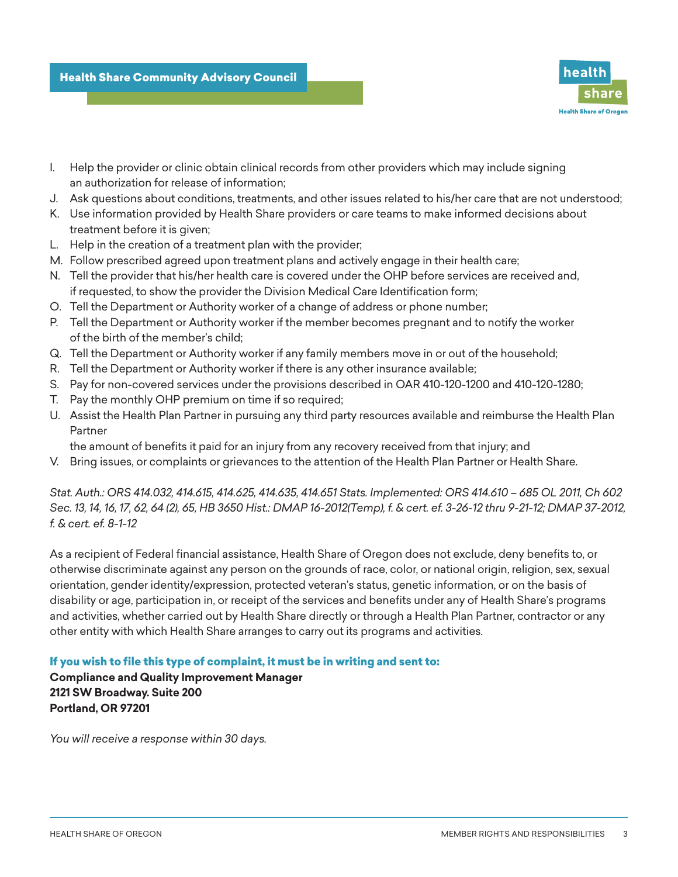I. Help the provider or clinic obtain clinical records from other providers which may include signing an authorization for release of information;
J. Ask questions about conditions, treatments, and other issues related to his/her care that are not understood;
K. Use information provided by Health Share providers or care teams to make informed decisions about treatment before it is given;
L. Help in the creation of a treatment plan with the provider;
M. Follow prescribed agreed upon treatment plans and actively engage in their health care;
N. Tell the provider that his/her health care is covered under the OHP before services are received and, if requested, to show the provider the Division Medical Care Identification form;
O. Tell the Department or Authority worker of a change of address or phone number;
P. Tell the Department or Authority worker if the member becomes pregnant and to notify the worker of the birth of the member's child;
Q. Tell the Department or Authority worker if any family members move in or out of the household;
R. Tell the Department or Authority worker if there is any other insurance available;
S. Pay for non-covered services under the provisions described in OAR 410-120-1200 and 410-120-1280;
T. Pay the monthly OHP premium on time if so required;
U. Assist the Health Plan Partner in pursuing any third party resources available and reimburse the Health Plan Partner
the amount of benefits it paid for an injury from any recovery received from that injury; and
V. Bring issues, or complaints or grievances to the attention of the Health Plan Partner or Health Share.

*Stat. Auth.: ORS 414.032, 414.615, 414.625, 414.635, 414.651 Stats. Implemented: ORS 414.610 – 685 OL 2011, Ch 602 Sec. 13, 14, 16, 17, 62, 64 (2), 65, HB 3650 Hist.: DMAP 16-2012(Temp), f. & cert. ef. 3-26-12 thru 9-21-12; DMAP 37-2012, f. & cert. ef. 8-1-12*

As a recipient of Federal financial assistance, Health Share of Oregon does not exclude, deny benefits to, or otherwise discriminate against any person on the grounds of race, color, or national origin, religion, sex, sexual orientation, gender identity/expression, protected veteran's status, genetic information, or on the basis of disability or age, participation in, or receipt of the services and benefits under any of Health Share's programs and activities, whether carried out by Health Share directly or through a Health Plan Partner, contractor or any other entity with which Health Share arranges to carry out its programs and activities.

**If you wish to file this type of complaint, it must be in writing and sent to:**
**Compliance and Quality Improvement Manager**
**2121 SW Broadway. Suite 200**
**Portland, OR 97201**

*You will receive a response within 30 days.*